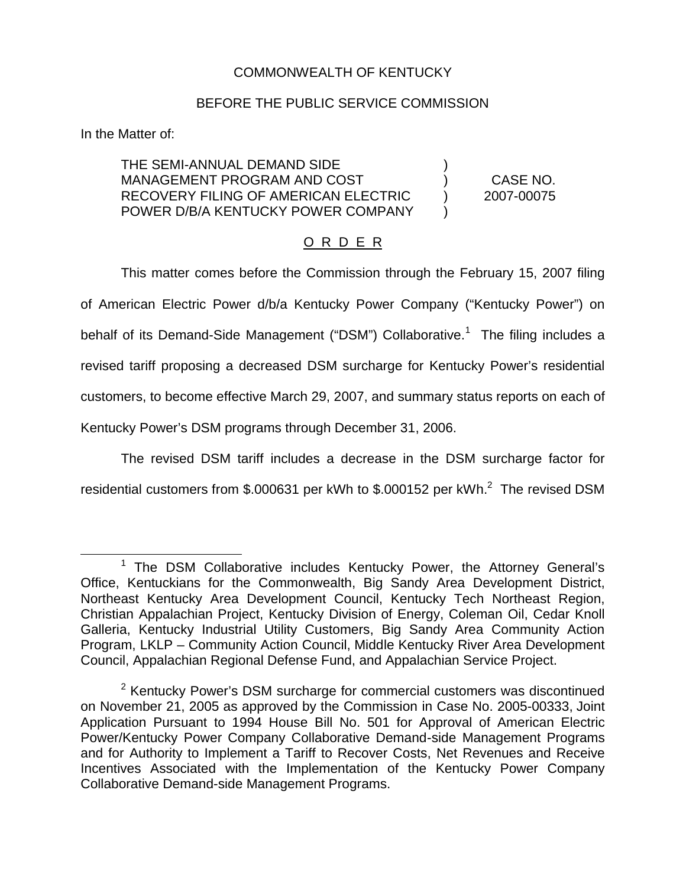COMMONWEALTH OF KENTUCKY

BEFORE THE PUBLIC SERVICE COMMISSION

In the Matter of:

| | | |
|---|---|---|
| THE SEMI-ANNUAL DEMAND SIDE MANAGEMENT PROGRAM AND COST RECOVERY FILING OF AMERICAN ELECTRIC POWER D/B/A KENTUCKY POWER COMPANY | ) ) ) ) | CASE NO. 2007-00075 |

O R D E R

This matter comes before the Commission through the February 15, 2007 filing of American Electric Power d/b/a Kentucky Power Company ("Kentucky Power") on behalf of its Demand-Side Management ("DSM") Collaborative.[1] The filing includes a revised tariff proposing a decreased DSM surcharge for Kentucky Power's residential customers, to become effective March 29, 2007, and summary status reports on each of Kentucky Power's DSM programs through December 31, 2006.

The revised DSM tariff includes a decrease in the DSM surcharge factor for residential customers from \$.000631 per kWh to \$.000152 per kWh.[2] The revised DSM

[1] The DSM Collaborative includes Kentucky Power, the Attorney General's Office, Kentuckians for the Commonwealth, Big Sandy Area Development District, Northeast Kentucky Area Development Council, Kentucky Tech Northeast Region, Christian Appalachian Project, Kentucky Division of Energy, Coleman Oil, Cedar Knoll Galleria, Kentucky Industrial Utility Customers, Big Sandy Area Community Action Program, LKLP – Community Action Council, Middle Kentucky River Area Development Council, Appalachian Regional Defense Fund, and Appalachian Service Project.

[2] Kentucky Power's DSM surcharge for commercial customers was discontinued on November 21, 2005 as approved by the Commission in Case No. 2005-00333, Joint Application Pursuant to 1994 House Bill No. 501 for Approval of American Electric Power/Kentucky Power Company Collaborative Demand-side Management Programs and for Authority to Implement a Tariff to Recover Costs, Net Revenues and Receive Incentives Associated with the Implementation of the Kentucky Power Company Collaborative Demand-side Management Programs.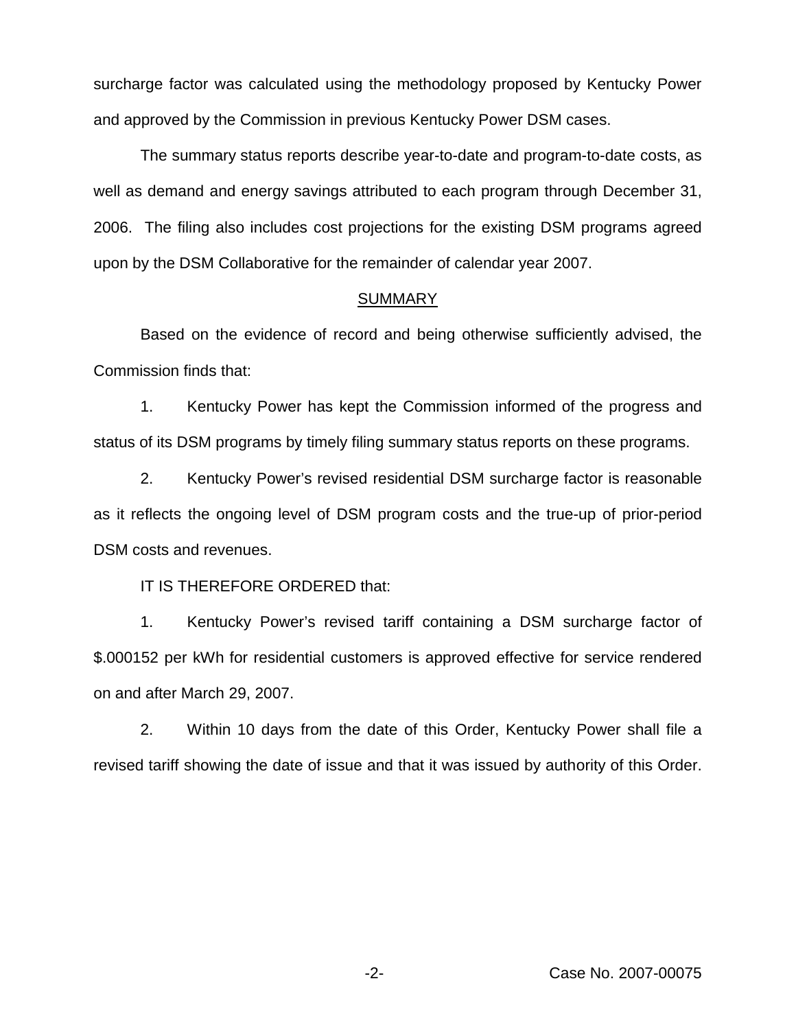surcharge factor was calculated using the methodology proposed by Kentucky Power and approved by the Commission in previous Kentucky Power DSM cases.

The summary status reports describe year-to-date and program-to-date costs, as well as demand and energy savings attributed to each program through December 31, 2006. The filing also includes cost projections for the existing DSM programs agreed upon by the DSM Collaborative for the remainder of calendar year 2007.

## SUMMARY

Based on the evidence of record and being otherwise sufficiently advised, the Commission finds that:

1. Kentucky Power has kept the Commission informed of the progress and status of its DSM programs by timely filing summary status reports on these programs.

2. Kentucky Power's revised residential DSM surcharge factor is reasonable as it reflects the ongoing level of DSM program costs and the true-up of prior-period DSM costs and revenues.

IT IS THEREFORE ORDERED that:

1. Kentucky Power's revised tariff containing a DSM surcharge factor of $.000152 per kWh for residential customers is approved effective for service rendered on and after March 29, 2007.

2. Within 10 days from the date of this Order, Kentucky Power shall file a revised tariff showing the date of issue and that it was issued by authority of this Order.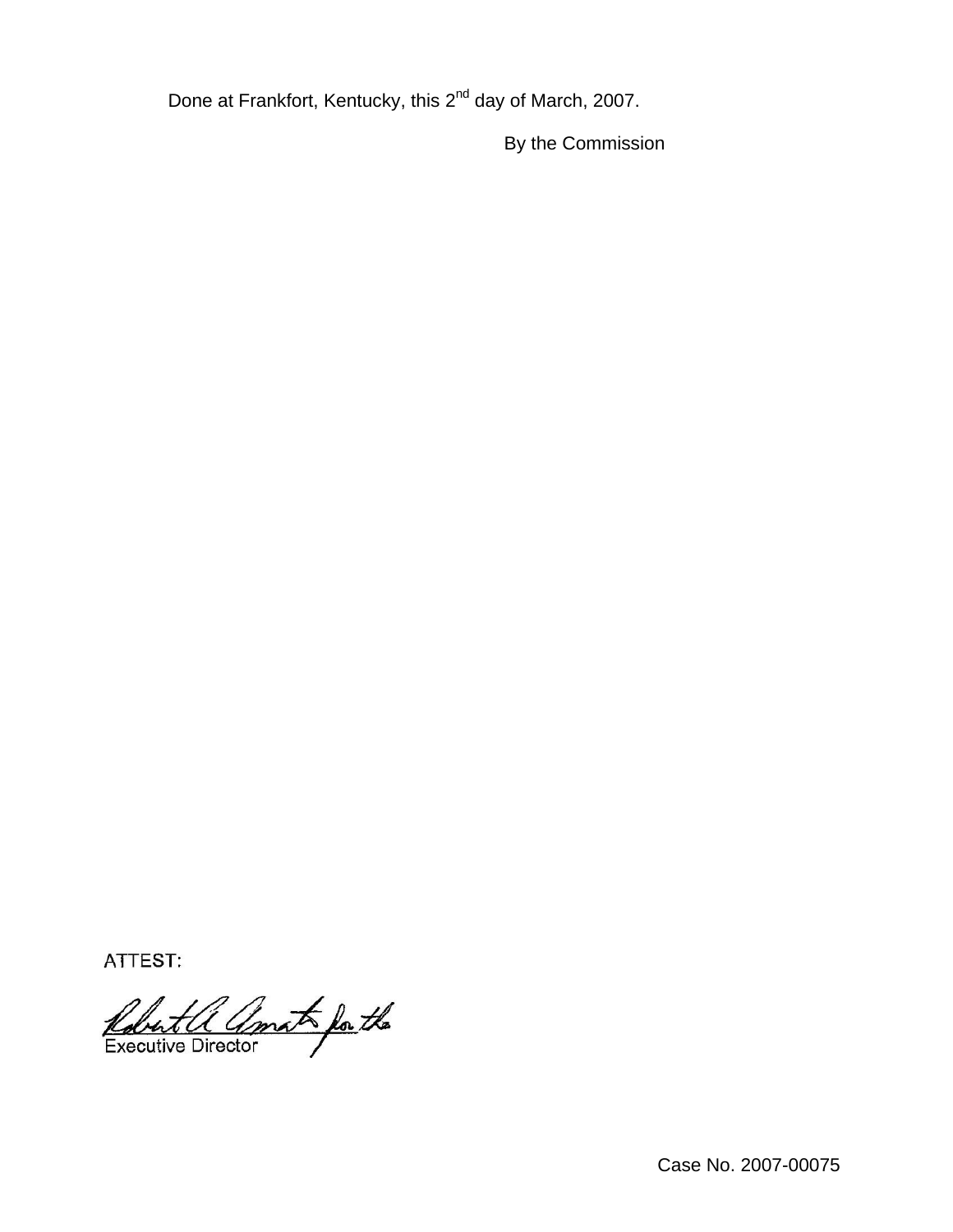Done at Frankfort, Kentucky, this 2nd day of March, 2007.

By the Commission

ATTEST:

Robert A. Amato for the
Executive Director

Case No. 2007-00075